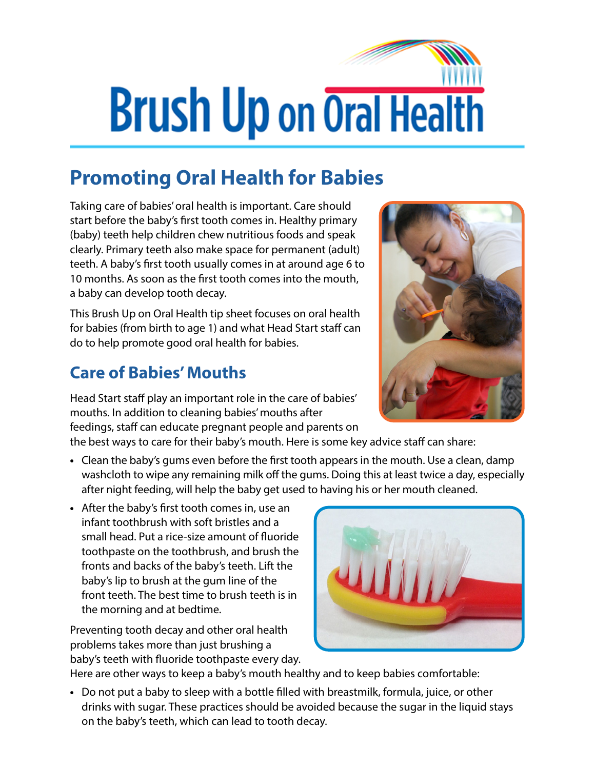# Brush Up on Oral Health

## Promoting Oral Health for Babies

Taking care of babies' oral health is important. Care should start before the baby's first tooth comes in. Healthy primary (baby) teeth help children chew nutritious foods and speak clearly. Primary teeth also make space for permanent (adult) teeth. A baby's first tooth usually comes in at around age 6 to 10 months. As soon as the first tooth comes into the mouth, a baby can develop tooth decay.

This Brush Up on Oral Health tip sheet focuses on oral health for babies (from birth to age 1) and what Head Start staff can do to help promote good oral health for babies.

## Care of Babies' Mouths

Head Start staff play an important role in the care of babies' mouths. In addition to cleaning babies' mouths after feedings, staff can educate pregnant people and parents on the best ways to care for their baby's mouth. Here is some key advice staff can share:

- Clean the baby's gums even before the first tooth appears in the mouth. Use a clean, damp washcloth to wipe any remaining milk off the gums. Doing this at least twice a day, especially after night feeding, will help the baby get used to having his or her mouth cleaned.
- After the baby's first tooth comes in, use an infant toothbrush with soft bristles and a small head. Put a rice-size amount of fluoride toothpaste on the toothbrush, and brush the fronts and backs of the baby's teeth. Lift the baby's lip to brush at the gum line of the front teeth. The best time to brush teeth is in the morning and at bedtime.

Preventing tooth decay and other oral health problems takes more than just brushing a baby's teeth with fluoride toothpaste every day. Here are other ways to keep a baby's mouth healthy and to keep babies comfortable:

- Do not put a baby to sleep with a bottle filled with breastmilk, formula, juice, or other drinks with sugar. These practices should be avoided because the sugar in the liquid stays on the baby's teeth, which can lead to tooth decay.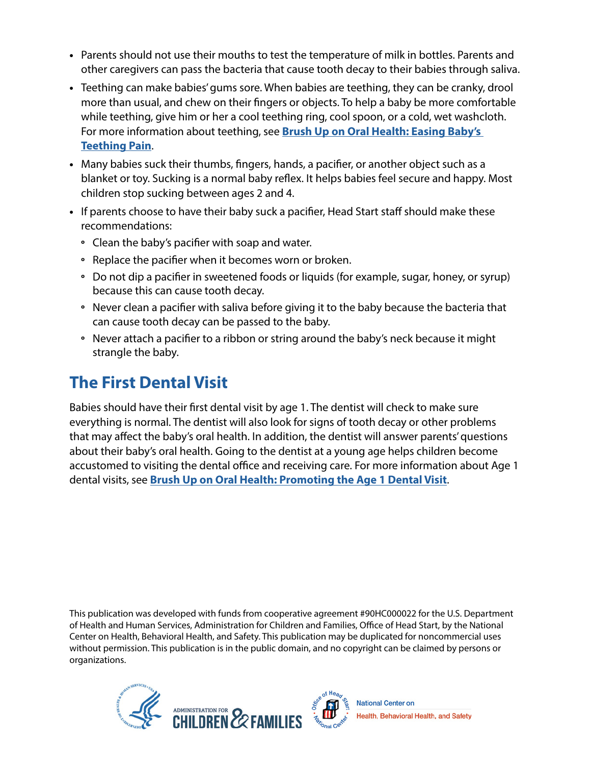- Parents should not use their mouths to test the temperature of milk in bottles. Parents and other caregivers can pass the bacteria that cause tooth decay to their babies through saliva.
- Teething can make babies' gums sore. When babies are teething, they can be cranky, drool more than usual, and chew on their fingers or objects. To help a baby be more comfortable while teething, give him or her a cool teething ring, cool spoon, or a cold, wet washcloth. For more information about teething, see **Brush Up on Oral Health: Easing Baby's Teething Pain**.
- Many babies suck their thumbs, fingers, hands, a pacifier, or another object such as a blanket or toy. Sucking is a normal baby reflex. It helps babies feel secure and happy. Most children stop sucking between ages 2 and 4.
- If parents choose to have their baby suck a pacifier, Head Start staff should make these recommendations:
  - Clean the baby's pacifier with soap and water.
  - Replace the pacifier when it becomes worn or broken.
  - Do not dip a pacifier in sweetened foods or liquids (for example, sugar, honey, or syrup) because this can cause tooth decay.
  - Never clean a pacifier with saliva before giving it to the baby because the bacteria that can cause tooth decay can be passed to the baby.
  - Never attach a pacifier to a ribbon or string around the baby's neck because it might strangle the baby.

## The First Dental Visit

Babies should have their first dental visit by age 1. The dentist will check to make sure everything is normal. The dentist will also look for signs of tooth decay or other problems that may affect the baby's oral health. In addition, the dentist will answer parents' questions about their baby's oral health. Going to the dentist at a young age helps children become accustomed to visiting the dental office and receiving care. For more information about Age 1 dental visits, see **Brush Up on Oral Health: Promoting the Age 1 Dental Visit**.

This publication was developed with funds from cooperative agreement #90HC000022 for the U.S. Department of Health and Human Services, Administration for Children and Families, Office of Head Start, by the National Center on Health, Behavioral Health, and Safety. This publication may be duplicated for noncommercial uses without permission. This publication is in the public domain, and no copyright can be claimed by persons or organizations.

ADMINISTRATION FOR CHILDREN & FAMILIES

National Center on Health, Behavioral Health, and Safety